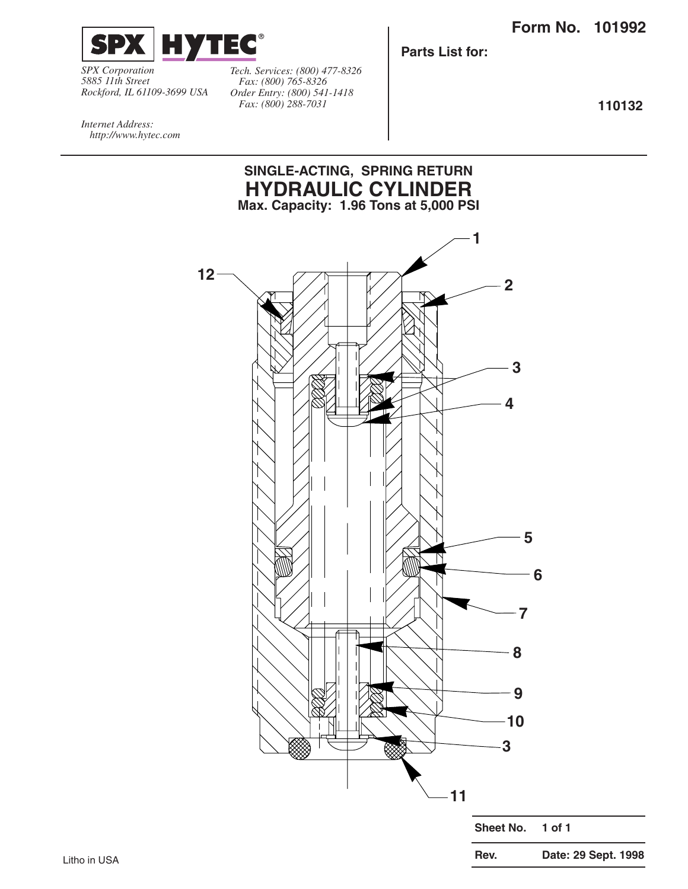**SPX HYTEC®**

*SPX Corporation*
*5885 11th Street*
*Rockford, IL 61109-3699 USA*

*Tech. Services: (800) 477-8326*
*Fax: (800) 765-8326*
*Order Entry: (800) 541-1418*
*Fax: (800) 288-7031*

*Internet Address:*
*http://www.hytec.com*

**Form No. 101992**

**Parts List for:**

**110132**

## SINGLE-ACTING, SPRING RETURN
# HYDRAULIC CYLINDER
**Max. Capacity: 1.96 Tons at 5,000 PSI**

1
2
12
3
4
5
6
7
8
9
10
3
11

| | |
|---|---|
| **Sheet No.** | **1 of 1** |
| **Rev.** | **Date: 29 Sept. 1998** |

Litho in USA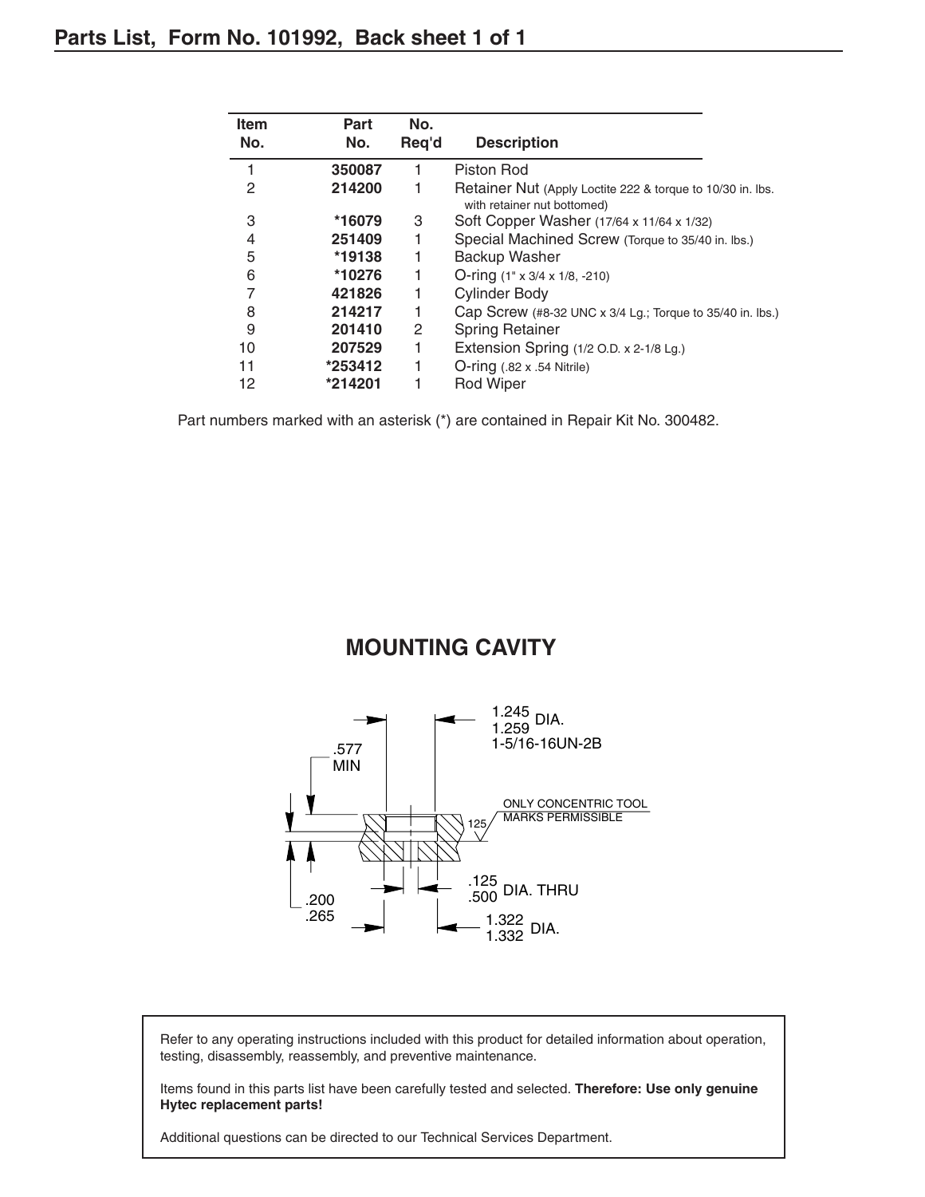## Parts List, Form No. 101992, Back sheet 1 of 1

| Item No. | Part No. | No. Req'd | Description |
|---|---|---|---|
| 1 | **350087** | 1 | Piston Rod |
| 2 | **214200** | 1 | Retainer Nut (Apply Loctite 222 & torque to 10/30 in. lbs. with retainer nut bottomed) |
| 3 | ***16079** | 3 | Soft Copper Washer (17/64 x 11/64 x 1/32) |
| 4 | **251409** | 1 | Special Machined Screw (Torque to 35/40 in. lbs.) |
| 5 | ***19138** | 1 | Backup Washer |
| 6 | ***10276** | 1 | O-ring (1" x 3/4 x 1/8, -210) |
| 7 | **421826** | 1 | Cylinder Body |
| 8 | **214217** | 1 | Cap Screw (#8-32 UNC x 3/4 Lg.; Torque to 35/40 in. lbs.) |
| 9 | **201410** | 2 | Spring Retainer |
| 10 | **207529** | 1 | Extension Spring (1/2 O.D. x 2-1/8 Lg.) |
| 11 | ***253412** | 1 | O-ring (.82 x .54 Nitrile) |
| 12 | ***214201** | 1 | Rod Wiper |

Part numbers marked with an asterisk (*) are contained in Repair Kit No. 300482.

## MOUNTING CAVITY

1.245
1.259 DIA.
1-5/16-16UN-2B

.577
MIN

ONLY CONCENTRIC TOOL MARKS PERMISSIBLE

125

.125
.500 DIA. THRU

.200
.265

1.322
1.332 DIA.

Refer to any operating instructions included with this product for detailed information about operation, testing, disassembly, reassembly, and preventive maintenance.

Items found in this parts list have been carefully tested and selected. **Therefore: Use only genuine Hytec replacement parts!**

Additional questions can be directed to our Technical Services Department.